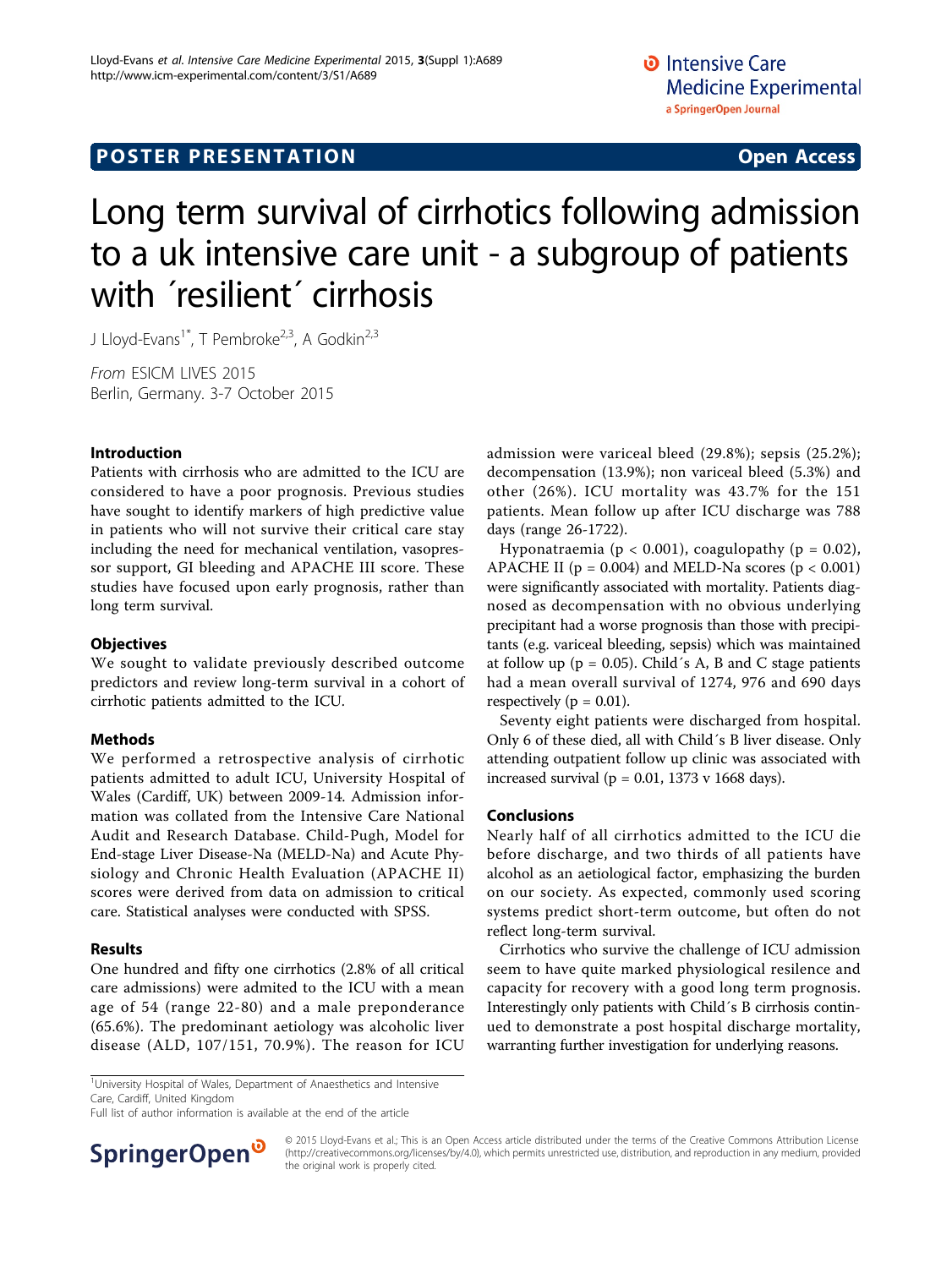POSTER PRESENTATION | Open Access

# Long term survival of cirrhotics following admission to a uk intensive care unit - a subgroup of patients with ´resilient´ cirrhosis

J Lloyd-Evans[1*], T Pembroke[2,3], A Godkin[2,3]

*From* ESICM LIVES 2015
Berlin, Germany. 3-7 October 2015

## Introduction

Patients with cirrhosis who are admitted to the ICU are considered to have a poor prognosis. Previous studies have sought to identify markers of high predictive value in patients who will not survive their critical care stay including the need for mechanical ventilation, vasopressor support, GI bleeding and APACHE III score. These studies have focused upon early prognosis, rather than long term survival.

## Objectives

We sought to validate previously described outcome predictors and review long-term survival in a cohort of cirrhotic patients admitted to the ICU.

## Methods

We performed a retrospective analysis of cirrhotic patients admitted to adult ICU, University Hospital of Wales (Cardiff, UK) between 2009-14. Admission information was collated from the Intensive Care National Audit and Research Database. Child-Pugh, Model for End-stage Liver Disease-Na (MELD-Na) and Acute Physiology and Chronic Health Evaluation (APACHE II) scores were derived from data on admission to critical care. Statistical analyses were conducted with SPSS.

## Results

One hundred and fifty one cirrhotics (2.8% of all critical care admissions) were admited to the ICU with a mean age of 54 (range 22-80) and a male preponderance (65.6%). The predominant aetiology was alcoholic liver disease (ALD, 107/151, 70.9%). The reason for ICU admission were variceal bleed (29.8%); sepsis (25.2%); decompensation (13.9%); non variceal bleed (5.3%) and other (26%). ICU mortality was 43.7% for the 151 patients. Mean follow up after ICU discharge was 788 days (range 26-1722).

Hyponatraemia ($p < 0.001$), coagulopathy ($p = 0.02$), APACHE II ($p = 0.004$) and MELD-Na scores ($p < 0.001$) were significantly associated with mortality. Patients diagnosed as decompensation with no obvious underlying precipitant had a worse prognosis than those with precipitants (e.g. variceal bleeding, sepsis) which was maintained at follow up ($p = 0.05$). Child´s A, B and C stage patients had a mean overall survival of 1274, 976 and 690 days respectively ($p = 0.01$).

Seventy eight patients were discharged from hospital. Only 6 of these died, all with Child´s B liver disease. Only attending outpatient follow up clinic was associated with increased survival ($p = 0.01$, 1373 v 1668 days).

## Conclusions

Nearly half of all cirrhotics admitted to the ICU die before discharge, and two thirds of all patients have alcohol as an aetiological factor, emphasizing the burden on our society. As expected, commonly used scoring systems predict short-term outcome, but often do not reflect long-term survival.

Cirrhotics who survive the challenge of ICU admission seem to have quite marked physiological resilence and capacity for recovery with a good long term prognosis. Interestingly only patients with Child´s B cirrhosis continued to demonstrate a post hospital discharge mortality, warranting further investigation for underlying reasons.

[1]University Hospital of Wales, Department of Anaesthetics and Intensive Care, Cardiff, United Kingdom
Full list of author information is available at the end of the article

© 2015 Lloyd-Evans et al.; This is an Open Access article distributed under the terms of the Creative Commons Attribution License (http://creativecommons.org/licenses/by/4.0), which permits unrestricted use, distribution, and reproduction in any medium, provided the original work is properly cited.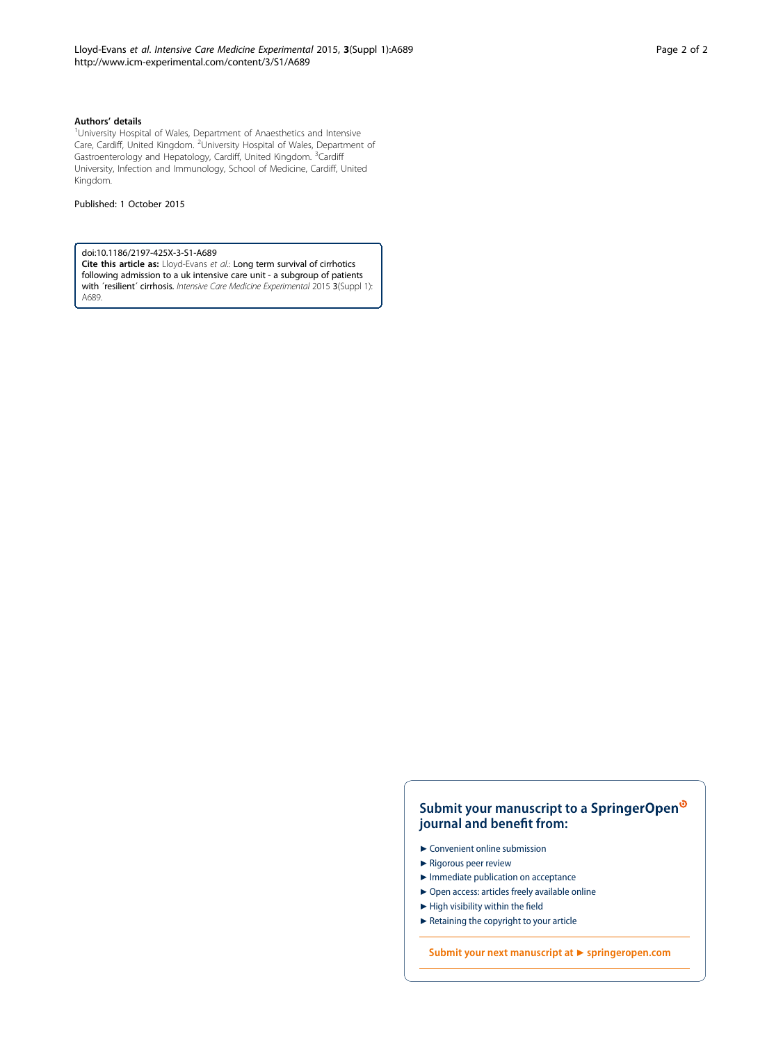### Authors' details

[1]University Hospital of Wales, Department of Anaesthetics and Intensive Care, Cardiff, United Kingdom. [2]University Hospital of Wales, Department of Gastroenterology and Hepatology, Cardiff, United Kingdom. [3]Cardiff University, Infection and Immunology, School of Medicine, Cardiff, United Kingdom.

Published: 1 October 2015

doi:10.1186/2197-425X-3-S1-A689
**Cite this article as:** Lloyd-Evans *et al.*: Long term survival of cirrhotics following admission to a uk intensive care unit - a subgroup of patients with ´resilient´ cirrhosis. *Intensive Care Medicine Experimental* 2015 **3**(Suppl 1): A689.

**Submit your manuscript to a SpringerOpen journal and benefit from:**

- ► Convenient online submission
- ► Rigorous peer review
- ► Immediate publication on acceptance
- ► Open access: articles freely available online
- ► High visibility within the field
- ► Retaining the copyright to your article

**Submit your next manuscript at ► springeropen.com**